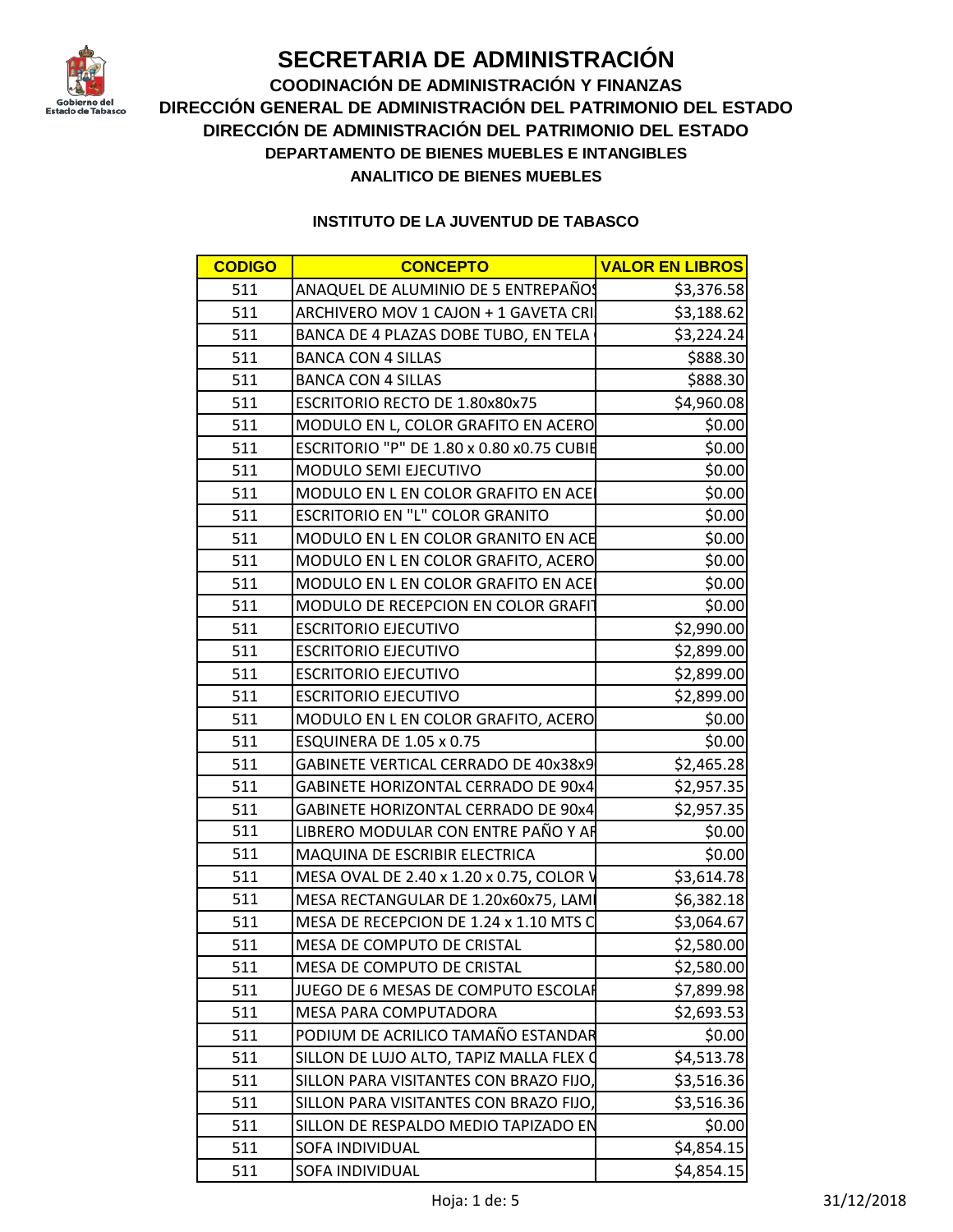# SECRETARIA DE ADMINISTRACIÓN

## COODINACIÓN DE ADMINISTRACIÓN Y FINANZAS

## DIRECCIÓN GENERAL DE ADMINISTRACIÓN DEL PATRIMONIO DEL ESTADO

## DIRECCIÓN DE ADMINISTRACIÓN DEL PATRIMONIO DEL ESTADO

### DEPARTAMENTO DE BIENES MUEBLES E INTANGIBLES

### ANALITICO DE BIENES MUEBLES

**INSTITUTO DE LA JUVENTUD DE TABASCO**

| CODIGO | CONCEPTO | VALOR EN LIBROS |
|---|---|---|
| 511 | ANAQUEL DE ALUMINIO DE 5 ENTREPAÑOS | $3,376.58 |
| 511 | ARCHIVERO MOV 1 CAJON + 1 GAVETA CRI | $3,188.62 |
| 511 | BANCA DE 4 PLAZAS DOBE TUBO, EN TELA | $3,224.24 |
| 511 | BANCA CON 4 SILLAS | $888.30 |
| 511 | BANCA CON 4 SILLAS | $888.30 |
| 511 | ESCRITORIO RECTO DE 1.80x80x75 | $4,960.08 |
| 511 | MODULO EN L, COLOR GRAFITO EN ACERO | $0.00 |
| 511 | ESCRITORIO "P" DE 1.80 x 0.80 x0.75 CUBIE | $0.00 |
| 511 | MODULO SEMI EJECUTIVO | $0.00 |
| 511 | MODULO EN L EN COLOR GRAFITO EN ACE | $0.00 |
| 511 | ESCRITORIO EN "L" COLOR GRANITO | $0.00 |
| 511 | MODULO EN L EN COLOR GRANITO EN ACE | $0.00 |
| 511 | MODULO EN L EN COLOR GRAFITO, ACERO | $0.00 |
| 511 | MODULO EN L EN COLOR GRAFITO EN ACE | $0.00 |
| 511 | MODULO DE RECEPCION EN COLOR GRAFIT | $0.00 |
| 511 | ESCRITORIO EJECUTIVO | $2,990.00 |
| 511 | ESCRITORIO EJECUTIVO | $2,899.00 |
| 511 | ESCRITORIO EJECUTIVO | $2,899.00 |
| 511 | ESCRITORIO EJECUTIVO | $2,899.00 |
| 511 | MODULO EN L EN COLOR GRAFITO, ACERO | $0.00 |
| 511 | ESQUINERA DE 1.05 x 0.75 | $0.00 |
| 511 | GABINETE VERTICAL CERRADO DE 40x38x9 | $2,465.28 |
| 511 | GABINETE HORIZONTAL CERRADO DE 90x4 | $2,957.35 |
| 511 | GABINETE HORIZONTAL CERRADO DE 90x4 | $2,957.35 |
| 511 | LIBRERO MODULAR CON ENTRE PAÑO Y AR | $0.00 |
| 511 | MAQUINA DE ESCRIBIR ELECTRICA | $0.00 |
| 511 | MESA OVAL DE 2.40 x 1.20 x 0.75, COLOR V | $3,614.78 |
| 511 | MESA RECTANGULAR DE 1.20x60x75, LAMI | $6,382.18 |
| 511 | MESA DE RECEPCION DE 1.24 x 1.10 MTS C | $3,064.67 |
| 511 | MESA DE COMPUTO DE CRISTAL | $2,580.00 |
| 511 | MESA DE COMPUTO DE CRISTAL | $2,580.00 |
| 511 | JUEGO DE 6 MESAS DE COMPUTO ESCOLAR | $7,899.98 |
| 511 | MESA PARA COMPUTADORA | $2,693.53 |
| 511 | PODIUM DE ACRILICO TAMAÑO ESTANDAR | $0.00 |
| 511 | SILLON DE LUJO ALTO, TAPIZ MALLA FLEX C | $4,513.78 |
| 511 | SILLON PARA VISITANTES CON BRAZO FIJO, | $3,516.36 |
| 511 | SILLON PARA VISITANTES CON BRAZO FIJO, | $3,516.36 |
| 511 | SILLON DE RESPALDO MEDIO TAPIZADO EN | $0.00 |
| 511 | SOFA INDIVIDUAL | $4,854.15 |
| 511 | SOFA INDIVIDUAL | $4,854.15 |

31/12/2018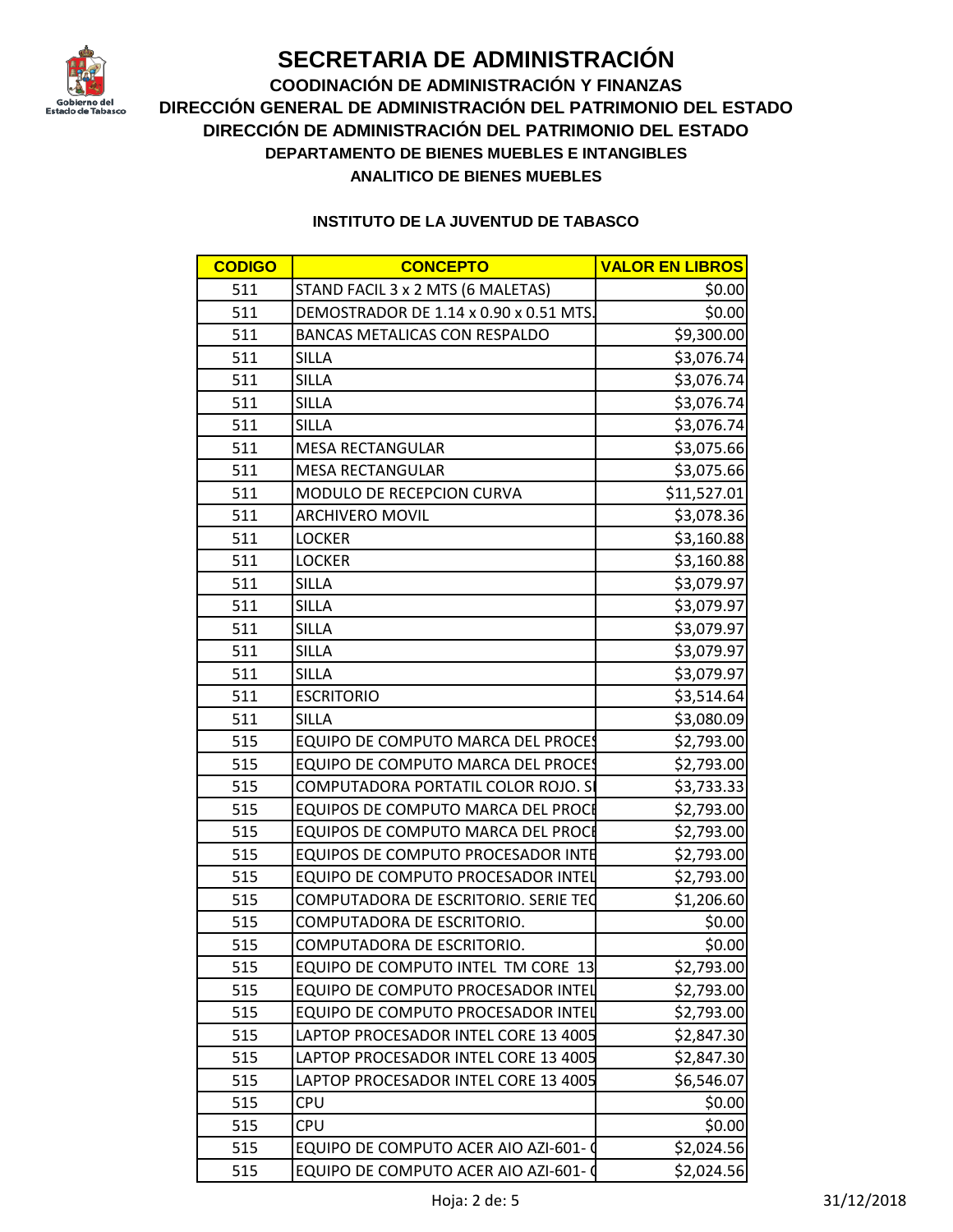# SECRETARIA DE ADMINISTRACIÓN

**COODINACIÓN DE ADMINISTRACIÓN Y FINANZAS**

**DIRECCIÓN GENERAL DE ADMINISTRACIÓN DEL PATRIMONIO DEL ESTADO**

**DIRECCIÓN DE ADMINISTRACIÓN DEL PATRIMONIO DEL ESTADO**

**DEPARTAMENTO DE BIENES MUEBLES E INTANGIBLES**

**ANALITICO DE BIENES MUEBLES**

**INSTITUTO DE LA JUVENTUD DE TABASCO**

| CODIGO | CONCEPTO | VALOR EN LIBROS |
|---|---|---|
| 511 | STAND FACIL 3 x 2 MTS (6 MALETAS) | $0.00 |
| 511 | DEMOSTRADOR DE 1.14 x 0.90 x 0.51 MTS. | $0.00 |
| 511 | BANCAS METALICAS CON RESPALDO | $9,300.00 |
| 511 | SILLA | $3,076.74 |
| 511 | SILLA | $3,076.74 |
| 511 | SILLA | $3,076.74 |
| 511 | SILLA | $3,076.74 |
| 511 | MESA RECTANGULAR | $3,075.66 |
| 511 | MESA RECTANGULAR | $3,075.66 |
| 511 | MODULO DE RECEPCION CURVA | $11,527.01 |
| 511 | ARCHIVERO MOVIL | $3,078.36 |
| 511 | LOCKER | $3,160.88 |
| 511 | LOCKER | $3,160.88 |
| 511 | SILLA | $3,079.97 |
| 511 | SILLA | $3,079.97 |
| 511 | SILLA | $3,079.97 |
| 511 | SILLA | $3,079.97 |
| 511 | SILLA | $3,079.97 |
| 511 | ESCRITORIO | $3,514.64 |
| 511 | SILLA | $3,080.09 |
| 515 | EQUIPO DE COMPUTO MARCA DEL PROCES | $2,793.00 |
| 515 | EQUIPO DE COMPUTO MARCA DEL PROCES | $2,793.00 |
| 515 | COMPUTADORA PORTATIL COLOR ROJO. SI | $3,733.33 |
| 515 | EQUIPOS DE COMPUTO MARCA DEL PROCE | $2,793.00 |
| 515 | EQUIPOS DE COMPUTO MARCA DEL PROCE | $2,793.00 |
| 515 | EQUIPOS DE COMPUTO PROCESADOR INTE | $2,793.00 |
| 515 | EQUIPO DE COMPUTO PROCESADOR INTEL | $2,793.00 |
| 515 | COMPUTADORA DE ESCRITORIO. SERIE TEC | $1,206.60 |
| 515 | COMPUTADORA DE ESCRITORIO. | $0.00 |
| 515 | COMPUTADORA DE ESCRITORIO. | $0.00 |
| 515 | EQUIPO DE COMPUTO INTEL TM CORE 13 | $2,793.00 |
| 515 | EQUIPO DE COMPUTO PROCESADOR INTEL | $2,793.00 |
| 515 | EQUIPO DE COMPUTO PROCESADOR INTEL | $2,793.00 |
| 515 | LAPTOP PROCESADOR INTEL CORE 13 4005 | $2,847.30 |
| 515 | LAPTOP PROCESADOR INTEL CORE 13 4005 | $2,847.30 |
| 515 | LAPTOP PROCESADOR INTEL CORE 13 4005 | $6,546.07 |
| 515 | CPU | $0.00 |
| 515 | CPU | $0.00 |
| 515 | EQUIPO DE COMPUTO ACER AIO AZI-601- C | $2,024.56 |
| 515 | EQUIPO DE COMPUTO ACER AIO AZI-601- C | $2,024.56 |

31/12/2018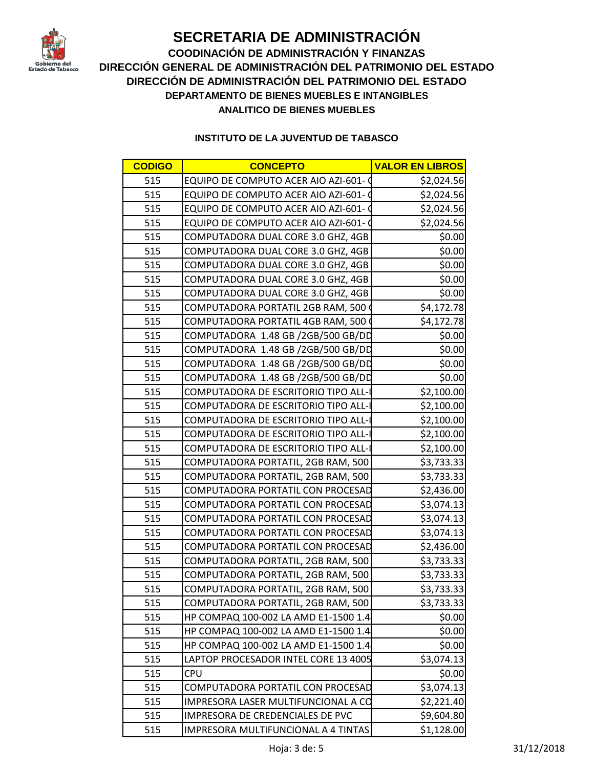# SECRETARIA DE ADMINISTRACIÓN

**COODINACIÓN DE ADMINISTRACIÓN Y FINANZAS**

**DIRECCIÓN GENERAL DE ADMINISTRACIÓN DEL PATRIMONIO DEL ESTADO**

**DIRECCIÓN DE ADMINISTRACIÓN DEL PATRIMONIO DEL ESTADO**

**DEPARTAMENTO DE BIENES MUEBLES E INTANGIBLES**

**ANALITICO DE BIENES MUEBLES**

**INSTITUTO DE LA JUVENTUD DE TABASCO**

| CODIGO | CONCEPTO | VALOR EN LIBROS |
|---|---|---|
| 515 | EQUIPO DE COMPUTO ACER AIO AZI-601- ( | $2,024.56 |
| 515 | EQUIPO DE COMPUTO ACER AIO AZI-601- ( | $2,024.56 |
| 515 | EQUIPO DE COMPUTO ACER AIO AZI-601- ( | $2,024.56 |
| 515 | EQUIPO DE COMPUTO ACER AIO AZI-601- ( | $2,024.56 |
| 515 | COMPUTADORA DUAL CORE 3.0 GHZ, 4GB | $0.00 |
| 515 | COMPUTADORA DUAL CORE 3.0 GHZ, 4GB | $0.00 |
| 515 | COMPUTADORA DUAL CORE 3.0 GHZ, 4GB | $0.00 |
| 515 | COMPUTADORA DUAL CORE 3.0 GHZ, 4GB | $0.00 |
| 515 | COMPUTADORA DUAL CORE 3.0 GHZ, 4GB | $0.00 |
| 515 | COMPUTADORA PORTATIL 2GB RAM, 500 ( | $4,172.78 |
| 515 | COMPUTADORA PORTATIL 4GB RAM, 500 ( | $4,172.78 |
| 515 | COMPUTADORA 1.48 GB /2GB/500 GB/DD | $0.00 |
| 515 | COMPUTADORA 1.48 GB /2GB/500 GB/DD | $0.00 |
| 515 | COMPUTADORA 1.48 GB /2GB/500 GB/DD | $0.00 |
| 515 | COMPUTADORA 1.48 GB /2GB/500 GB/DD | $0.00 |
| 515 | COMPUTADORA DE ESCRITORIO TIPO ALL-I | $2,100.00 |
| 515 | COMPUTADORA DE ESCRITORIO TIPO ALL-I | $2,100.00 |
| 515 | COMPUTADORA DE ESCRITORIO TIPO ALL-I | $2,100.00 |
| 515 | COMPUTADORA DE ESCRITORIO TIPO ALL-I | $2,100.00 |
| 515 | COMPUTADORA DE ESCRITORIO TIPO ALL-I | $2,100.00 |
| 515 | COMPUTADORA PORTATIL, 2GB RAM, 500 | $3,733.33 |
| 515 | COMPUTADORA PORTATIL, 2GB RAM, 500 | $3,733.33 |
| 515 | COMPUTADORA PORTATIL CON PROCESAD | $2,436.00 |
| 515 | COMPUTADORA PORTATIL CON PROCESAD | $3,074.13 |
| 515 | COMPUTADORA PORTATIL CON PROCESAD | $3,074.13 |
| 515 | COMPUTADORA PORTATIL CON PROCESAD | $3,074.13 |
| 515 | COMPUTADORA PORTATIL CON PROCESAD | $2,436.00 |
| 515 | COMPUTADORA PORTATIL, 2GB RAM, 500 | $3,733.33 |
| 515 | COMPUTADORA PORTATIL, 2GB RAM, 500 | $3,733.33 |
| 515 | COMPUTADORA PORTATIL, 2GB RAM, 500 | $3,733.33 |
| 515 | COMPUTADORA PORTATIL, 2GB RAM, 500 | $3,733.33 |
| 515 | HP COMPAQ 100-002 LA AMD E1-1500 1.4 | $0.00 |
| 515 | HP COMPAQ 100-002 LA AMD E1-1500 1.4 | $0.00 |
| 515 | HP COMPAQ 100-002 LA AMD E1-1500 1.4 | $0.00 |
| 515 | LAPTOP PROCESADOR INTEL CORE 13 4005 | $3,074.13 |
| 515 | CPU | $0.00 |
| 515 | COMPUTADORA PORTATIL CON PROCESAD | $3,074.13 |
| 515 | IMPRESORA LASER MULTIFUNCIONAL A CO | $2,221.40 |
| 515 | IMPRESORA DE CREDENCIALES DE PVC | $9,604.80 |
| 515 | IMPRESORA MULTIFUNCIONAL A 4 TINTAS | $1,128.00 |

31/12/2018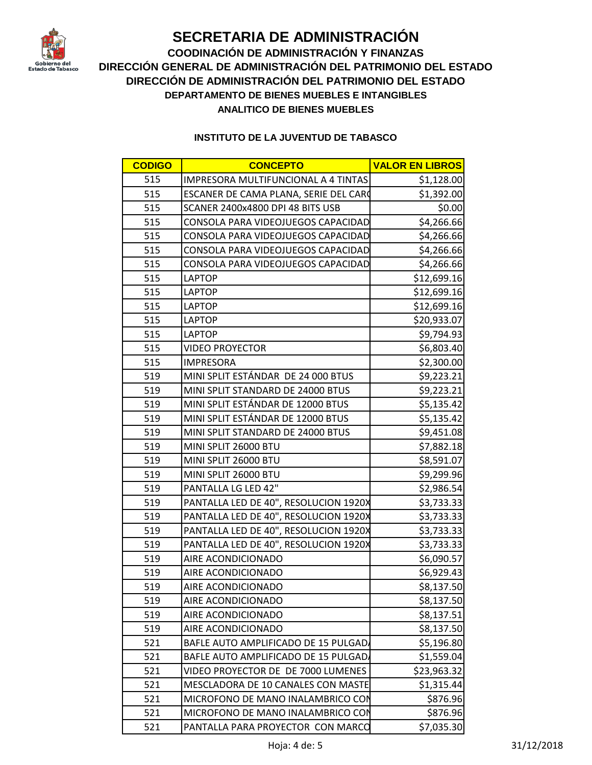# SECRETARIA DE ADMINISTRACIÓN

**COODINACIÓN DE ADMINISTRACIÓN Y FINANZAS**

**DIRECCIÓN GENERAL DE ADMINISTRACIÓN DEL PATRIMONIO DEL ESTADO**

**DIRECCIÓN DE ADMINISTRACIÓN DEL PATRIMONIO DEL ESTADO**

**DEPARTAMENTO DE BIENES MUEBLES E INTANGIBLES**

**ANALITICO DE BIENES MUEBLES**

**INSTITUTO DE LA JUVENTUD DE TABASCO**

| CODIGO | CONCEPTO | VALOR EN LIBROS |
|---|---|---|
| 515 | IMPRESORA MULTIFUNCIONAL A 4 TINTAS | $1,128.00 |
| 515 | ESCANER DE CAMA PLANA, SERIE DEL CAR( | $1,392.00 |
| 515 | SCANER 2400x4800 DPI 48 BITS USB | $0.00 |
| 515 | CONSOLA PARA VIDEOJUEGOS CAPACIDAD | $4,266.66 |
| 515 | CONSOLA PARA VIDEOJUEGOS CAPACIDAD | $4,266.66 |
| 515 | CONSOLA PARA VIDEOJUEGOS CAPACIDAD | $4,266.66 |
| 515 | CONSOLA PARA VIDEOJUEGOS CAPACIDAD | $4,266.66 |
| 515 | LAPTOP | $12,699.16 |
| 515 | LAPTOP | $12,699.16 |
| 515 | LAPTOP | $12,699.16 |
| 515 | LAPTOP | $20,933.07 |
| 515 | LAPTOP | $9,794.93 |
| 515 | VIDEO PROYECTOR | $6,803.40 |
| 515 | IMPRESORA | $2,300.00 |
| 519 | MINI SPLIT ESTÁNDAR DE 24 000 BTUS | $9,223.21 |
| 519 | MINI SPLIT STANDARD DE 24000 BTUS | $9,223.21 |
| 519 | MINI SPLIT ESTÁNDAR DE 12000 BTUS | $5,135.42 |
| 519 | MINI SPLIT ESTÁNDAR DE 12000 BTUS | $5,135.42 |
| 519 | MINI SPLIT STANDARD DE 24000 BTUS | $9,451.08 |
| 519 | MINI SPLIT 26000 BTU | $7,882.18 |
| 519 | MINI SPLIT 26000 BTU | $8,591.07 |
| 519 | MINI SPLIT 26000 BTU | $9,299.96 |
| 519 | PANTALLA LG LED 42" | $2,986.54 |
| 519 | PANTALLA LED DE 40", RESOLUCION 1920X | $3,733.33 |
| 519 | PANTALLA LED DE 40", RESOLUCION 1920X | $3,733.33 |
| 519 | PANTALLA LED DE 40", RESOLUCION 1920X | $3,733.33 |
| 519 | PANTALLA LED DE 40", RESOLUCION 1920X | $3,733.33 |
| 519 | AIRE ACONDICIONADO | $6,090.57 |
| 519 | AIRE ACONDICIONADO | $6,929.43 |
| 519 | AIRE ACONDICIONADO | $8,137.50 |
| 519 | AIRE ACONDICIONADO | $8,137.50 |
| 519 | AIRE ACONDICIONADO | $8,137.51 |
| 519 | AIRE ACONDICIONADO | $8,137.50 |
| 521 | BAFLE AUTO AMPLIFICADO DE 15 PULGAD/ | $5,196.80 |
| 521 | BAFLE AUTO AMPLIFICADO DE 15 PULGAD/ | $1,559.04 |
| 521 | VIDEO PROYECTOR DE DE 7000 LUMENES | $23,963.32 |
| 521 | MESCLADORA DE 10 CANALES CON MASTE | $1,315.44 |
| 521 | MICROFONO DE MANO INALAMBRICO CON | $876.96 |
| 521 | MICROFONO DE MANO INALAMBRICO CON | $876.96 |
| 521 | PANTALLA PARA PROYECTOR CON MARCO | $7,035.30 |

31/12/2018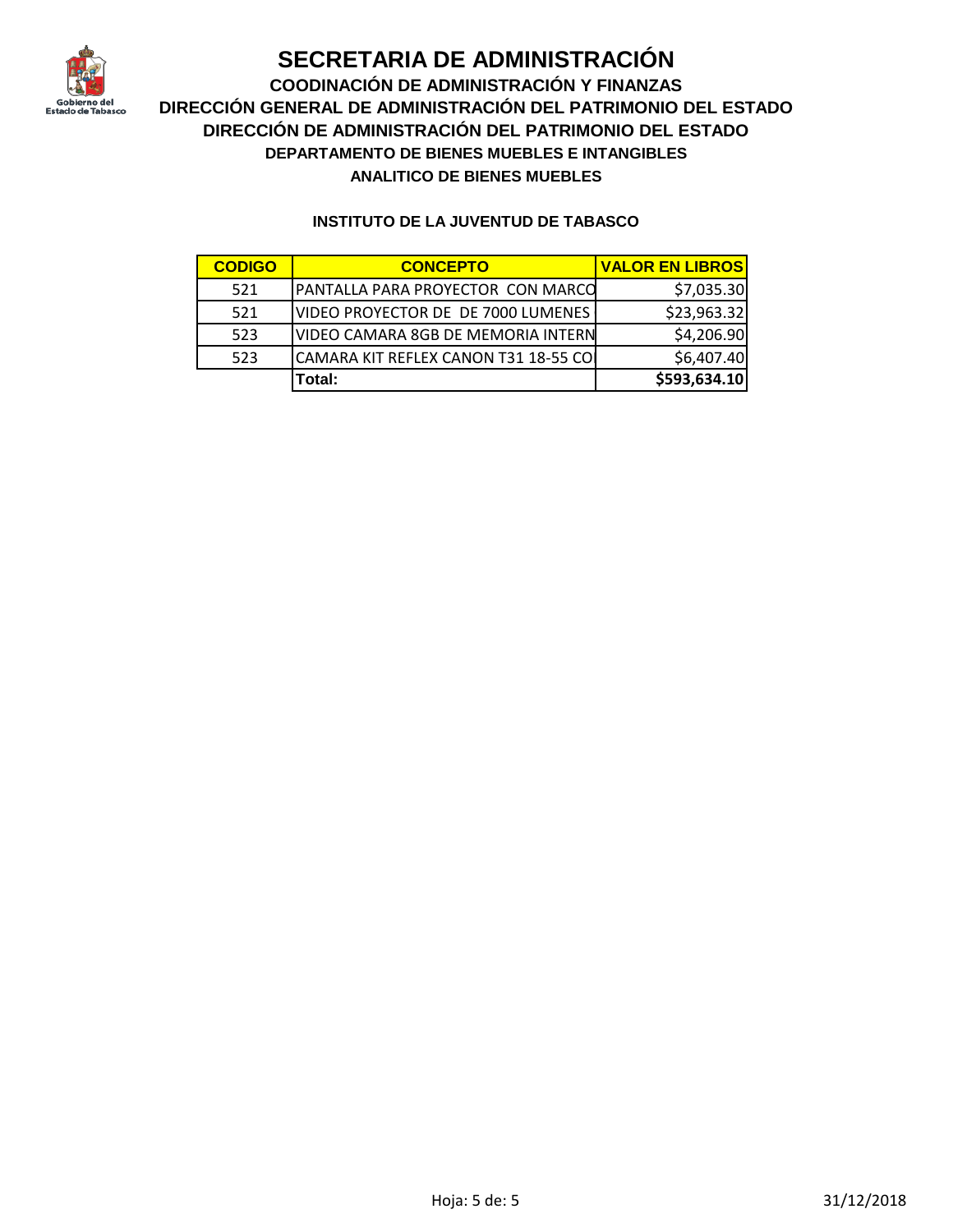# SECRETARIA DE ADMINISTRACIÓN

**COODINACIÓN DE ADMINISTRACIÓN Y FINANZAS**

**DIRECCIÓN GENERAL DE ADMINISTRACIÓN DEL PATRIMONIO DEL ESTADO**

**DIRECCIÓN DE ADMINISTRACIÓN DEL PATRIMONIO DEL ESTADO**

**DEPARTAMENTO DE BIENES MUEBLES E INTANGIBLES**

**ANALITICO DE BIENES MUEBLES**

**INSTITUTO DE LA JUVENTUD DE TABASCO**

| CODIGO | CONCEPTO | VALOR EN LIBROS |
|---|---|---|
| 521 | PANTALLA PARA PROYECTOR CON MARCO | $7,035.30 |
| 521 | VIDEO PROYECTOR DE DE 7000 LUMENES | $23,963.32 |
| 523 | VIDEO CAMARA 8GB DE MEMORIA INTERN | $4,206.90 |
| 523 | CAMARA KIT REFLEX CANON T31 18-55 CO | $6,407.40 |
| | **Total:** | **$593,634.10** |

31/12/2018